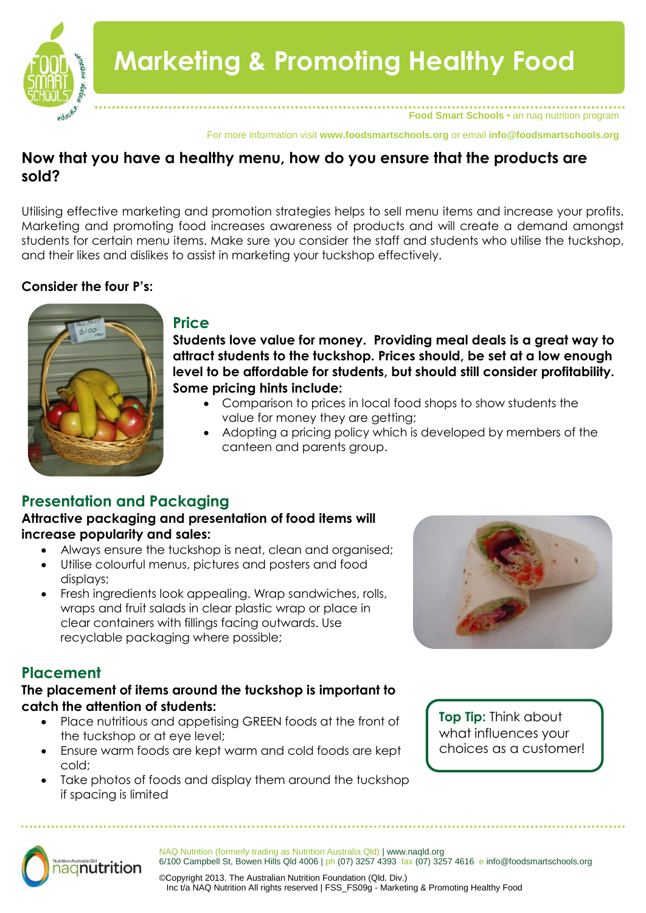# Marketing & Promoting Healthy Food

**Food Smart Schools** • an naq nutrition program

For more information visit **www.foodsmartschools.org** or email **info@foodsmartschools.org**

## Now that you have a healthy menu, how do you ensure that the products are sold?

Utilising effective marketing and promotion strategies helps to sell menu items and increase your profits. Marketing and promoting food increases awareness of products and will create a demand amongst students for certain menu items. Make sure you consider the staff and students who utilise the tuckshop, and their likes and dislikes to assist in marketing your tuckshop effectively.

**Consider the four P's:**

### Price

**Students love value for money. Providing meal deals is a great way to attract students to the tuckshop. Prices should, be set at a low enough level to be affordable for students, but should still consider profitability. Some pricing hints include:**

- Comparison to prices in local food shops to show students the value for money they are getting;
- Adopting a pricing policy which is developed by members of the canteen and parents group.

### Presentation and Packaging

**Attractive packaging and presentation of food items will increase popularity and sales:**

- Always ensure the tuckshop is neat, clean and organised;
- Utilise colourful menus, pictures and posters and food displays;
- Fresh ingredients look appealing. Wrap sandwiches, rolls, wraps and fruit salads in clear plastic wrap or place in clear containers with fillings facing outwards. Use recyclable packaging where possible;

### Placement

**The placement of items around the tuckshop is important to catch the attention of students:**

- Place nutritious and appetising GREEN foods at the front of the tuckshop or at eye level;
- Ensure warm foods are kept warm and cold foods are kept cold;
- Take photos of foods and display them around the tuckshop if spacing is limited

**Top Tip:** Think about what influences your choices as a customer!

NAQ Nutrition (formerly trading as Nutrition Australia Qld) | www.naqld.org
6/100 Campbell St, Bowen Hills Qld 4006 | ph (07) 3257 4393 fax (07) 3257 4616 e info@foodsmartschools.org

©Copyright 2013. The Australian Nutrition Foundation (Qld. Div.) Inc t/a NAQ Nutrition All rights reserved | FSS_FS09g - Marketing & Promoting Healthy Food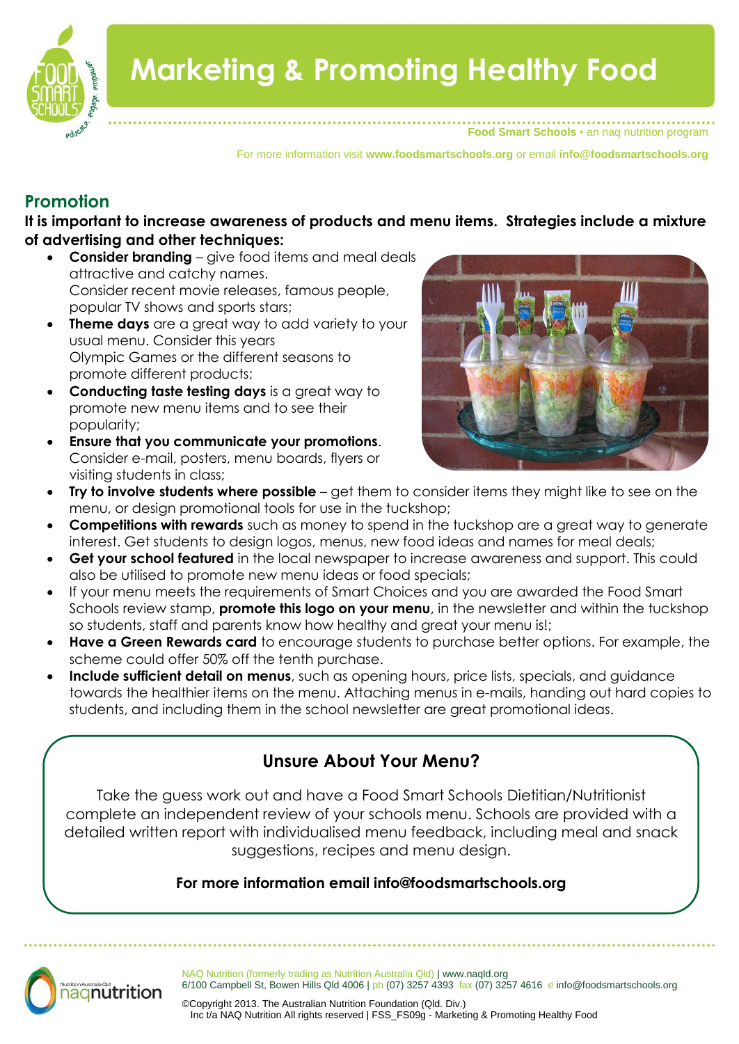# Marketing & Promoting Healthy Food

**Food Smart Schools** • an naq nutrition program

For more information visit **www.foodsmartschools.org** or email **info@foodsmartschools.org**

## Promotion

**It is important to increase awareness of products and menu items. Strategies include a mixture of advertising and other techniques:**

- **Consider branding** – give food items and meal deals attractive and catchy names. Consider recent movie releases, famous people, popular TV shows and sports stars;
- **Theme days** are a great way to add variety to your usual menu. Consider this years Olympic Games or the different seasons to promote different products;
- **Conducting taste testing days** is a great way to promote new menu items and to see their popularity;
- **Ensure that you communicate your promotions**. Consider e-mail, posters, menu boards, flyers or visiting students in class;
- **Try to involve students where possible** – get them to consider items they might like to see on the menu, or design promotional tools for use in the tuckshop;
- **Competitions with rewards** such as money to spend in the tuckshop are a great way to generate interest. Get students to design logos, menus, new food ideas and names for meal deals;
- **Get your school featured** in the local newspaper to increase awareness and support. This could also be utilised to promote new menu ideas or food specials;
- If your menu meets the requirements of Smart Choices and you are awarded the Food Smart Schools review stamp, **promote this logo on your menu**, in the newsletter and within the tuckshop so students, staff and parents know how healthy and great your menu is!;
- **Have a Green Rewards card** to encourage students to purchase better options. For example, the scheme could offer 50% off the tenth purchase.
- **Include sufficient detail on menus**, such as opening hours, price lists, specials, and guidance towards the healthier items on the menu. Attaching menus in e-mails, handing out hard copies to students, and including them in the school newsletter are great promotional ideas.

### Unsure About Your Menu?

Take the guess work out and have a Food Smart Schools Dietitian/Nutritionist complete an independent review of your schools menu. Schools are provided with a detailed written report with individualised menu feedback, including meal and snack suggestions, recipes and menu design.

**For more information email info@foodsmartschools.org**

NAQ Nutrition (formerly trading as Nutrition Australia Qld) | www.naqld.org
6/100 Campbell St, Bowen Hills Qld 4006 | ph (07) 3257 4393 fax (07) 3257 4616 e info@foodsmartschools.org

©Copyright 2013. The Australian Nutrition Foundation (Qld. Div.) Inc t/a NAQ Nutrition All rights reserved | FSS_FS09g - Marketing & Promoting Healthy Food